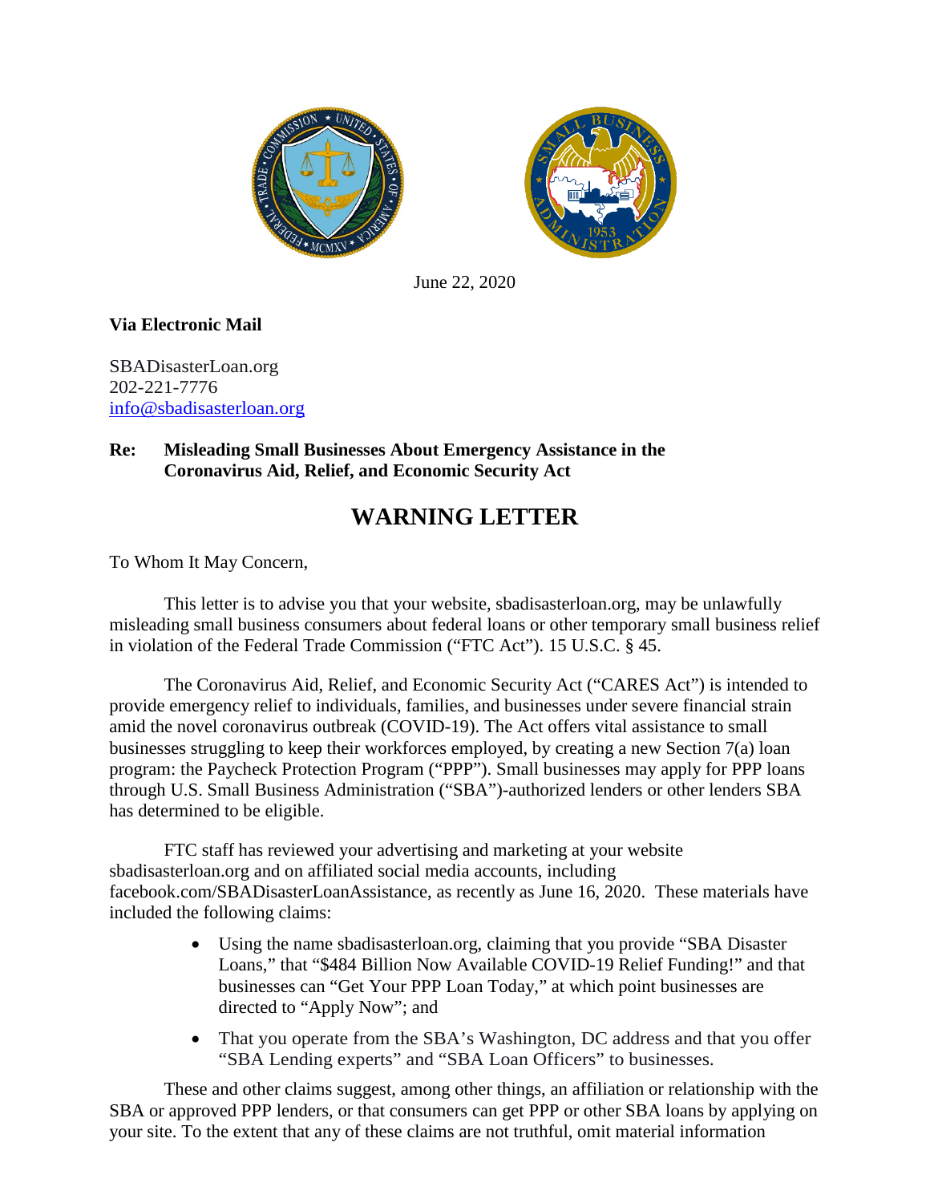June 22, 2020

**Via Electronic Mail**

SBADisasterLoan.org
202-221-7776
info@sbadisasterloan.org

**Re: Misleading Small Businesses About Emergency Assistance in the Coronavirus Aid, Relief, and Economic Security Act**

# WARNING LETTER

To Whom It May Concern,

This letter is to advise you that your website, sbadisasterloan.org, may be unlawfully misleading small business consumers about federal loans or other temporary small business relief in violation of the Federal Trade Commission ("FTC Act"). 15 U.S.C. § 45.

The Coronavirus Aid, Relief, and Economic Security Act ("CARES Act") is intended to provide emergency relief to individuals, families, and businesses under severe financial strain amid the novel coronavirus outbreak (COVID-19). The Act offers vital assistance to small businesses struggling to keep their workforces employed, by creating a new Section 7(a) loan program: the Paycheck Protection Program ("PPP"). Small businesses may apply for PPP loans through U.S. Small Business Administration ("SBA")-authorized lenders or other lenders SBA has determined to be eligible.

FTC staff has reviewed your advertising and marketing at your website sbadisasterloan.org and on affiliated social media accounts, including facebook.com/SBADisasterLoanAssistance, as recently as June 16, 2020. These materials have included the following claims:

- Using the name sbadisasterloan.org, claiming that you provide "SBA Disaster Loans," that "$484 Billion Now Available COVID-19 Relief Funding!" and that businesses can "Get Your PPP Loan Today," at which point businesses are directed to "Apply Now"; and
- That you operate from the SBA's Washington, DC address and that you offer "SBA Lending experts" and "SBA Loan Officers" to businesses.

These and other claims suggest, among other things, an affiliation or relationship with the SBA or approved PPP lenders, or that consumers can get PPP or other SBA loans by applying on your site. To the extent that any of these claims are not truthful, omit material information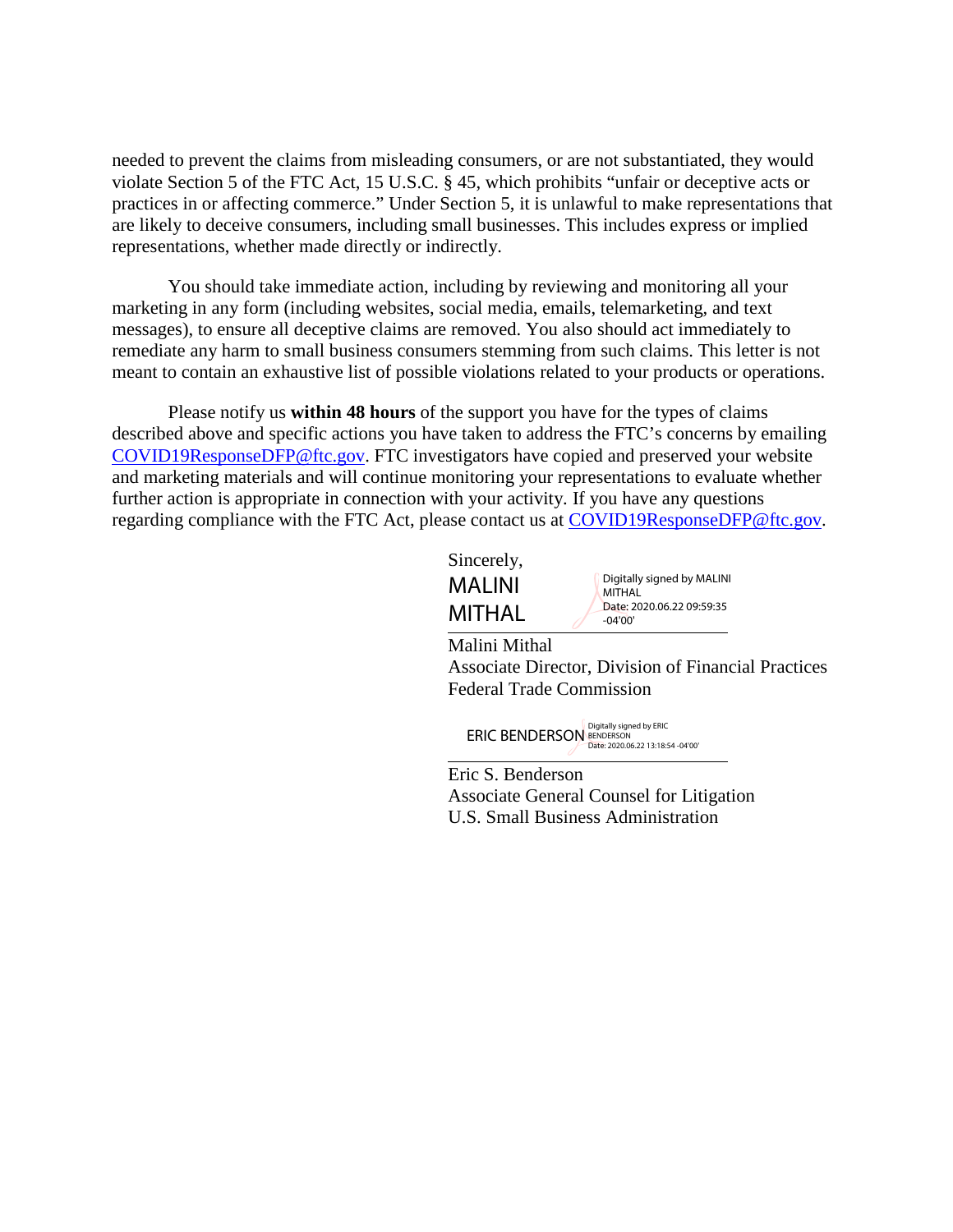needed to prevent the claims from misleading consumers, or are not substantiated, they would violate Section 5 of the FTC Act, 15 U.S.C. § 45, which prohibits "unfair or deceptive acts or practices in or affecting commerce." Under Section 5, it is unlawful to make representations that are likely to deceive consumers, including small businesses. This includes express or implied representations, whether made directly or indirectly.

You should take immediate action, including by reviewing and monitoring all your marketing in any form (including websites, social media, emails, telemarketing, and text messages), to ensure all deceptive claims are removed. You also should act immediately to remediate any harm to small business consumers stemming from such claims. This letter is not meant to contain an exhaustive list of possible violations related to your products or operations.

Please notify us **within 48 hours** of the support you have for the types of claims described above and specific actions you have taken to address the FTC's concerns by emailing COVID19ResponseDFP@ftc.gov. FTC investigators have copied and preserved your website and marketing materials and will continue monitoring your representations to evaluate whether further action is appropriate in connection with your activity. If you have any questions regarding compliance with the FTC Act, please contact us at COVID19ResponseDFP@ftc.gov.

Sincerely,

MALINI MITHAL
Digitally signed by MALINI MITHAL
Date: 2020.06.22 09:59:35 -04'00'

Malini Mithal
Associate Director, Division of Financial Practices
Federal Trade Commission

ERIC BENDERSON
Digitally signed by ERIC BENDERSON
Date: 2020.06.22 13:18:54 -04'00'

Eric S. Benderson
Associate General Counsel for Litigation
U.S. Small Business Administration